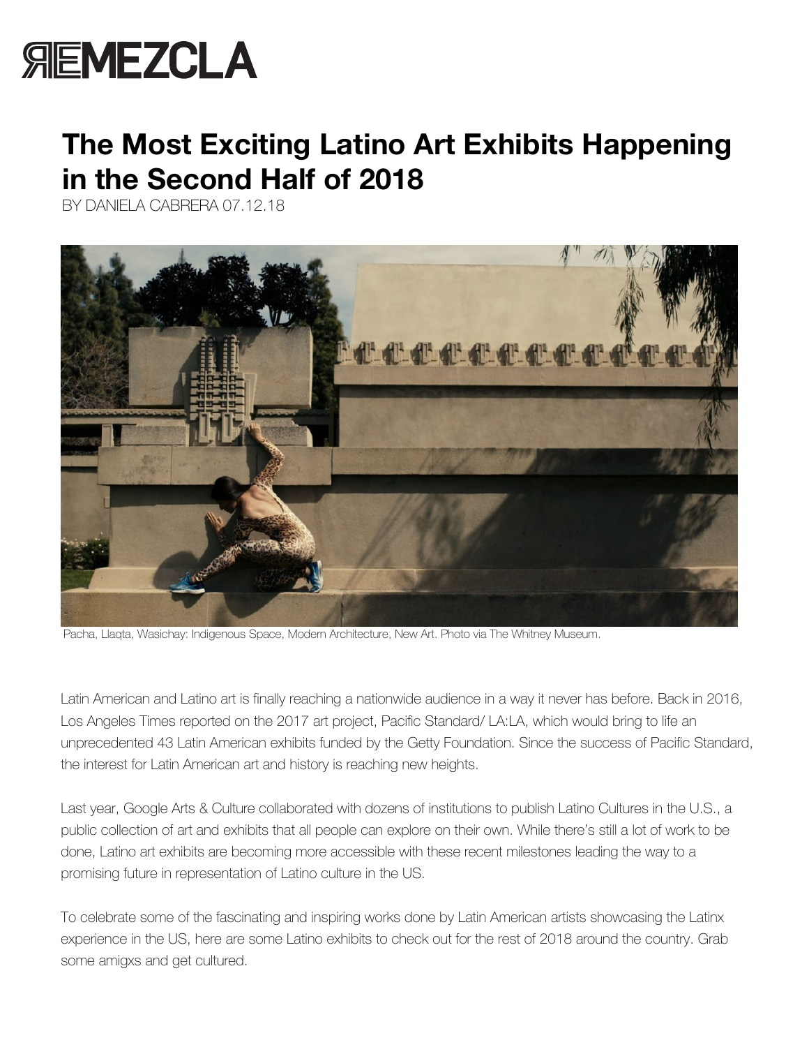REMEZCLA

# The Most Exciting Latino Art Exhibits Happening in the Second Half of 2018

BY DANIELA CABRERA 07.12.18

Pacha, Llaqta, Wasichay: Indigenous Space, Modern Architecture, New Art. Photo via The Whitney Museum.

Latin American and Latino art is finally reaching a nationwide audience in a way it never has before. Back in 2016, Los Angeles Times reported on the 2017 art project, Pacific Standard/ LA:LA, which would bring to life an unprecedented 43 Latin American exhibits funded by the Getty Foundation. Since the success of Pacific Standard, the interest for Latin American art and history is reaching new heights.

Last year, Google Arts & Culture collaborated with dozens of institutions to publish Latino Cultures in the U.S., a public collection of art and exhibits that all people can explore on their own. While there's still a lot of work to be done, Latino art exhibits are becoming more accessible with these recent milestones leading the way to a promising future in representation of Latino culture in the US.

To celebrate some of the fascinating and inspiring works done by Latin American artists showcasing the Latinx experience in the US, here are some Latino exhibits to check out for the rest of 2018 around the country. Grab some amigxs and get cultured.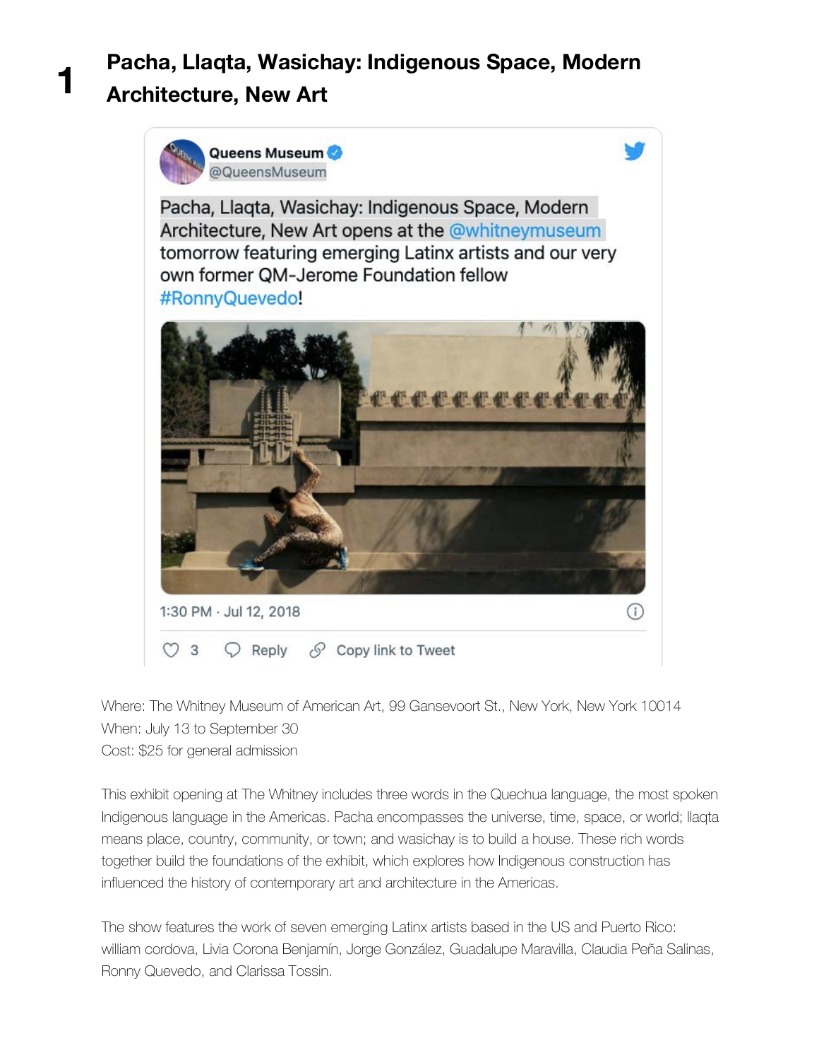# 1 Pacha, Llaqta, Wasichay: Indigenous Space, Modern Architecture, New Art

Queens Museum
@QueensMuseum

Pacha, Llaqta, Wasichay: Indigenous Space, Modern Architecture, New Art opens at the @whitneymuseum tomorrow featuring emerging Latinx artists and our very own former QM-Jerome Foundation fellow #RonnyQuevedo!

1:30 PM · Jul 12, 2018

3 Reply Copy link to Tweet

Where: The Whitney Museum of American Art, 99 Gansevoort St., New York, New York 10014
When: July 13 to September 30
Cost: $25 for general admission

This exhibit opening at The Whitney includes three words in the Quechua language, the most spoken Indigenous language in the Americas. Pacha encompasses the universe, time, space, or world; llaqta means place, country, community, or town; and wasichay is to build a house. These rich words together build the foundations of the exhibit, which explores how Indigenous construction has influenced the history of contemporary art and architecture in the Americas.

The show features the work of seven emerging Latinx artists based in the US and Puerto Rico: william cordova, Livia Corona Benjamín, Jorge González, Guadalupe Maravilla, Claudia Peña Salinas, Ronny Quevedo, and Clarissa Tossin.